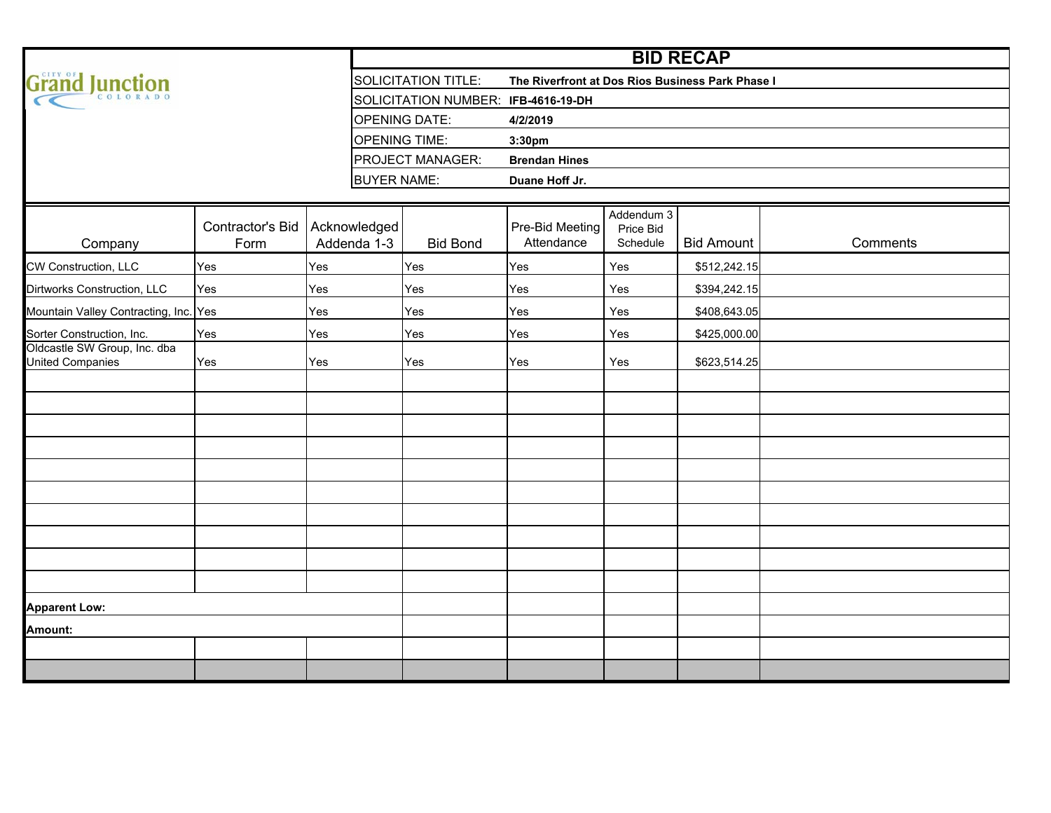City of Grand Junction Colorado

# BID RECAP

| | |
|---|---|
| SOLICITATION TITLE: | **The Riverfront at Dos Rios Business Park Phase I** |
| SOLICITATION NUMBER: | **IFB-4616-19-DH** |
| OPENING DATE: | **4/2/2019** |
| OPENING TIME: | **3:30pm** |
| PROJECT MANAGER: | **Brendan Hines** |
| BUYER NAME: | **Duane Hoff Jr.** |

| Company | Contractor's Bid Form | Acknowledged Addenda 1-3 | Bid Bond | Pre-Bid Meeting Attendance | Addendum 3 Price Bid Schedule | Bid Amount | Comments |
|---|---|---|---|---|---|---|---|
| CW Construction, LLC | Yes | Yes | Yes | Yes | Yes | $512,242.15 | |
| Dirtworks Construction, LLC | Yes | Yes | Yes | Yes | Yes | $394,242.15 | |
| Mountain Valley Contracting, Inc. | Yes | Yes | Yes | Yes | Yes | $408,643.05 | |
| Sorter Construction, Inc. | Yes | Yes | Yes | Yes | Yes | $425,000.00 | |
| Oldcastle SW Group, Inc. dba United Companies | Yes | Yes | Yes | Yes | Yes | $623,514.25 | |

**Apparent Low:**

**Amount:**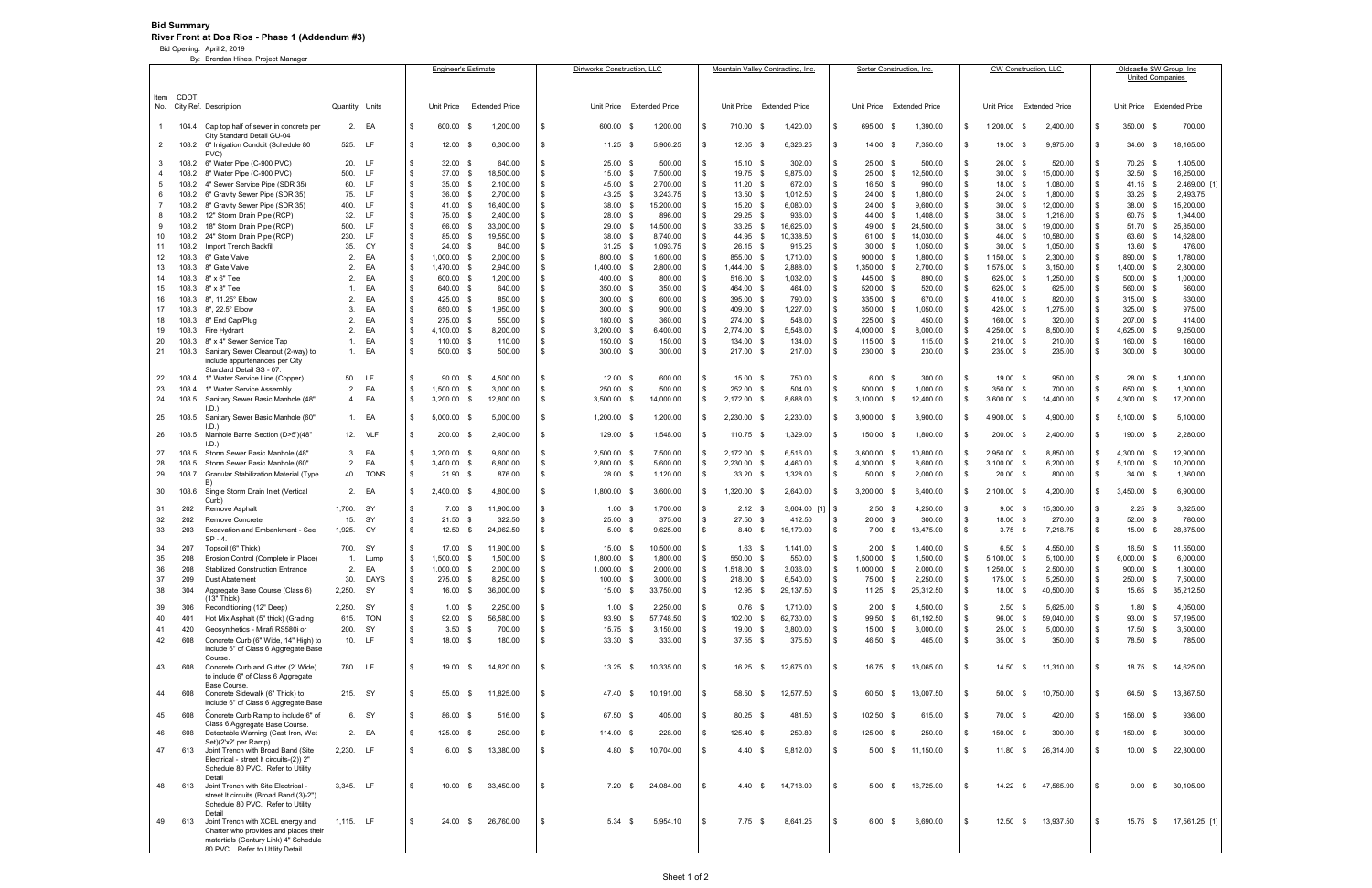**Bid Summary**

**River Front at Dos Rios - Phase 1 (Addendum #3)**

Bid Opening: April 2, 2019

By: Brendan Hines, Project Manager

| Item No. | CDOT, City Ref. | Description | Quantity | Units | Engineer's Estimate Unit Price | Engineer's Estimate Extended Price | Dirtworks Construction, LLC Unit Price | Dirtworks Construction, LLC Extended Price | Mountain Valley Contracting, Inc. Unit Price | Mountain Valley Contracting, Inc. Extended Price | Sorter Construction, Inc. Unit Price | Sorter Construction, Inc. Extended Price | CW Construction, LLC Unit Price | CW Construction, LLC Extended Price | Oldcastle SW Group, Inc United Companies Unit Price | Oldcastle SW Group, Inc United Companies Extended Price |
|---|---|---|---|---|---|---|---|---|---|---|---|---|---|---|---|---|
| 1 | 104.4 | Cap top half of sewer in concrete per City Standard Detail GU-04 | 2. | EA | $ 600.00 | $ 1,200.00 | $ 600.00 | $ 1,200.00 | $ 710.00 | $ 1,420.00 | $ 695.00 | $ 1,390.00 | $ 1,200.00 | $ 2,400.00 | $ 350.00 | $ 700.00 |
| 2 | 108.2 | 6" Irrigation Conduit (Schedule 80 PVC) | 525. | LF | $ 12.00 | $ 6,300.00 | $ 11.25 | $ 5,906.25 | $ 12.05 | $ 6,326.25 | $ 14.00 | $ 7,350.00 | $ 19.00 | $ 9,975.00 | $ 34.60 | $ 18,165.00 |
| 3 | 108.2 | 6" Water Pipe (C-900 PVC) | 20. | LF | $ 32.00 | $ 640.00 | $ 25.00 | $ 500.00 | $ 15.10 | $ 302.00 | $ 25.00 | $ 500.00 | $ 26.00 | $ 520.00 | $ 70.25 | $ 1,405.00 |
| 4 | 108.2 | 8" Water Pipe (C-900 PVC) | 500. | LF | $ 37.00 | $ 18,500.00 | $ 15.00 | $ 7,500.00 | $ 19.75 | $ 9,875.00 | $ 25.00 | $ 12,500.00 | $ 30.00 | $ 15,000.00 | $ 32.50 | $ 16,250.00 |
| 5 | 108.2 | 4" Sewer Service Pipe (SDR 35) | 60. | LF | $ 35.00 | $ 2,100.00 | $ 45.00 | $ 2,700.00 | $ 11.20 | $ 672.00 | $ 16.50 | $ 990.00 | $ 18.00 | $ 1,080.00 | $ 41.15 | $ 2,469.00 [1] |
| 6 | 108.2 | 6" Gravity Sewer Pipe (SDR 35) | 75. | LF | $ 36.00 | $ 2,700.00 | $ 43.25 | $ 3,243.75 | $ 13.50 | $ 1,012.50 | $ 24.00 | $ 1,800.00 | $ 24.00 | $ 1,800.00 | $ 33.25 | $ 2,493.75 |
| 7 | 108.2 | 8" Gravity Sewer Pipe (SDR 35) | 400. | LF | $ 41.00 | $ 16,400.00 | $ 38.00 | $ 15,200.00 | $ 15.20 | $ 6,080.00 | $ 24.00 | $ 9,600.00 | $ 30.00 | $ 12,000.00 | $ 38.00 | $ 15,200.00 |
| 8 | 108.2 | 12" Storm Drain Pipe (RCP) | 32. | LF | $ 75.00 | $ 2,400.00 | $ 28.00 | $ 896.00 | $ 29.25 | $ 936.00 | $ 44.00 | $ 1,408.00 | $ 38.00 | $ 1,216.00 | $ 60.75 | $ 1,944.00 |
| 9 | 108.2 | 18" Storm Drain Pipe (RCP) | 500. | LF | $ 66.00 | $ 33,000.00 | $ 29.00 | $ 14,500.00 | $ 33.25 | $ 16,625.00 | $ 49.00 | $ 24,500.00 | $ 38.00 | $ 19,000.00 | $ 51.70 | $ 25,850.00 |
| 10 | 108.2 | 24" Storm Drain Pipe (RCP) | 230. | LF | $ 85.00 | $ 19,550.00 | $ 38.00 | $ 8,740.00 | $ 44.95 | $ 10,338.50 | $ 61.00 | $ 14,030.00 | $ 46.00 | $ 10,580.00 | $ 63.60 | $ 14,628.00 |
| 11 | 108.2 | Import Trench Backfill | 35. | CY | $ 24.00 | $ 840.00 | $ 31.25 | $ 1,093.75 | $ 26.15 | $ 915.25 | $ 30.00 | $ 1,050.00 | $ 30.00 | $ 1,050.00 | $ 13.60 | $ 476.00 |
| 12 | 108.3 | 6" Gate Valve | 2. | EA | $ 1,000.00 | $ 2,000.00 | $ 800.00 | $ 1,600.00 | $ 855.00 | $ 1,710.00 | $ 900.00 | $ 1,800.00 | $ 1,150.00 | $ 2,300.00 | $ 890.00 | $ 1,780.00 |
| 13 | 108.3 | 8" Gate Valve | 2. | EA | $ 1,470.00 | $ 2,940.00 | $ 1,400.00 | $ 2,800.00 | $ 1,444.00 | $ 2,888.00 | $ 1,350.00 | $ 2,700.00 | $ 1,575.00 | $ 3,150.00 | $ 1,400.00 | $ 2,800.00 |
| 14 | 108.3 | 8" x 6" Tee | 2. | EA | $ 600.00 | $ 1,200.00 | $ 400.00 | $ 800.00 | $ 516.00 | $ 1,032.00 | $ 445.00 | $ 890.00 | $ 625.00 | $ 1,250.00 | $ 500.00 | $ 1,000.00 |
| 15 | 108.3 | 8" x 8" Tee | 1. | EA | $ 640.00 | $ 640.00 | $ 350.00 | $ 350.00 | $ 464.00 | $ 464.00 | $ 520.00 | $ 520.00 | $ 625.00 | $ 625.00 | $ 560.00 | $ 560.00 |
| 16 | 108.3 | 8", 11.25° Elbow | 2. | EA | $ 425.00 | $ 850.00 | $ 300.00 | $ 600.00 | $ 395.00 | $ 790.00 | $ 335.00 | $ 670.00 | $ 410.00 | $ 820.00 | $ 315.00 | $ 630.00 |
| 17 | 108.3 | 8", 22.5° Elbow | 3. | EA | $ 650.00 | $ 1,950.00 | $ 300.00 | $ 900.00 | $ 409.00 | $ 1,227.00 | $ 350.00 | $ 1,050.00 | $ 425.00 | $ 1,275.00 | $ 325.00 | $ 975.00 |
| 18 | 108.3 | 8" End Cap/Plug | 2. | EA | $ 275.00 | $ 550.00 | $ 180.00 | $ 360.00 | $ 274.00 | $ 548.00 | $ 225.00 | $ 450.00 | $ 160.00 | $ 320.00 | $ 207.00 | $ 414.00 |
| 19 | 108.3 | Fire Hydrant | 2. | EA | $ 4,100.00 | $ 8,200.00 | $ 3,200.00 | $ 6,400.00 | $ 2,774.00 | $ 5,548.00 | $ 4,000.00 | $ 8,000.00 | $ 4,250.00 | $ 8,500.00 | $ 4,625.00 | $ 9,250.00 |
| 20 | 108.3 | 8" x 4" Sewer Service Tap | 1. | EA | $ 110.00 | $ 110.00 | $ 150.00 | $ 150.00 | $ 134.00 | $ 134.00 | $ 115.00 | $ 115.00 | $ 210.00 | $ 210.00 | $ 160.00 | $ 160.00 |
| 21 | 108.3 | Sanitary Sewer Cleanout (2-way) to include appurtenances per City Standard Detail SS - 07. | 1. | EA | $ 500.00 | $ 500.00 | $ 300.00 | $ 300.00 | $ 217.00 | $ 217.00 | $ 230.00 | $ 230.00 | $ 235.00 | $ 235.00 | $ 300.00 | $ 300.00 |
| 22 | 108.4 | 1" Water Service Line (Copper) | 50. | LF | $ 90.00 | $ 4,500.00 | $ 12.00 | $ 600.00 | $ 15.00 | $ 750.00 | $ 6.00 | $ 300.00 | $ 19.00 | $ 950.00 | $ 28.00 | $ 1,400.00 |
| 23 | 108.4 | 1" Water Service Assembly | 2. | EA | $ 1,500.00 | $ 3,000.00 | $ 250.00 | $ 500.00 | $ 252.00 | $ 504.00 | $ 500.00 | $ 1,000.00 | $ 350.00 | $ 700.00 | $ 650.00 | $ 1,300.00 |
| 24 | 108.5 | Sanitary Sewer Basic Manhole (48" I.D.) | 4. | EA | $ 3,200.00 | $ 12,800.00 | $ 3,500.00 | $ 14,000.00 | $ 2,172.00 | $ 8,688.00 | $ 3,100.00 | $ 12,400.00 | $ 3,600.00 | $ 14,400.00 | $ 4,300.00 | $ 17,200.00 |
| 25 | 108.5 | Sanitary Sewer Basic Manhole (60" I.D.) | 1. | EA | $ 5,000.00 | $ 5,000.00 | $ 1,200.00 | $ 1,200.00 | $ 2,230.00 | $ 2,230.00 | $ 3,900.00 | $ 3,900.00 | $ 4,900.00 | $ 4,900.00 | $ 5,100.00 | $ 5,100.00 |
| 26 | 108.5 | Manhole Barrel Section (D>5')(48" I.D.) | 12. | VLF | $ 200.00 | $ 2,400.00 | $ 129.00 | $ 1,548.00 | $ 110.75 | $ 1,329.00 | $ 150.00 | $ 1,800.00 | $ 200.00 | $ 2,400.00 | $ 190.00 | $ 2,280.00 |
| 27 | 108.5 | Storm Sewer Basic Manhole (48" | 3. | EA | $ 3,200.00 | $ 9,600.00 | $ 2,500.00 | $ 7,500.00 | $ 2,172.00 | $ 6,516.00 | $ 3,600.00 | $ 10,800.00 | $ 2,950.00 | $ 8,850.00 | $ 4,300.00 | $ 12,900.00 |
| 28 | 108.5 | Storm Sewer Basic Manhole (60" | 2. | EA | $ 3,400.00 | $ 6,800.00 | $ 2,800.00 | $ 5,600.00 | $ 2,230.00 | $ 4,460.00 | $ 4,300.00 | $ 8,600.00 | $ 3,100.00 | $ 6,200.00 | $ 5,100.00 | $ 10,200.00 |
| 29 | 108.7 | Granular Stabilization Material (Type B) | 40. | TONS | $ 21.90 | $ 876.00 | $ 28.00 | $ 1,120.00 | $ 33.20 | $ 1,328.00 | $ 50.00 | $ 2,000.00 | $ 20.00 | $ 800.00 | $ 34.00 | $ 1,360.00 |
| 30 | 108.6 | Single Storm Drain Inlet (Vertical Curb) | 2. | EA | $ 2,400.00 | $ 4,800.00 | $ 1,800.00 | $ 3,600.00 | $ 1,320.00 | $ 2,640.00 | $ 3,200.00 | $ 6,400.00 | $ 2,100.00 | $ 4,200.00 | $ 3,450.00 | $ 6,900.00 |
| 31 | 202 | Remove Asphalt | 1,700. | SY | $ 7.00 | $ 11,900.00 | $ 1.00 | $ 1,700.00 | $ 2.12 | $ 3,604.00 [1] | $ 2.50 | $ 4,250.00 | $ 9.00 | $ 15,300.00 | $ 2.25 | $ 3,825.00 |
| 32 | 202 | Remove Concrete | 15. | SY | $ 21.50 | $ 322.50 | $ 25.00 | $ 375.00 | $ 27.50 | $ 412.50 | $ 20.00 | $ 300.00 | $ 18.00 | $ 270.00 | $ 52.00 | $ 780.00 |
| 33 | 203 | Excavation and Embankment - See SP - 4. | 1,925. | CY | $ 12.50 | $ 24,062.50 | $ 5.00 | $ 9,625.00 | $ 8.40 | $ 16,170.00 | $ 7.00 | $ 13,475.00 | $ 3.75 | $ 7,218.75 | $ 15.00 | $ 28,875.00 |
| 34 | 207 | Topsoil (6" Thick) | 700. | SY | $ 17.00 | $ 11,900.00 | $ 15.00 | $ 10,500.00 | $ 1.63 | $ 1,141.00 | $ 2.00 | $ 1,400.00 | $ 6.50 | $ 4,550.00 | $ 16.50 | $ 11,550.00 |
| 35 | 208 | Erosion Control (Complete in Place) | 1. | Lump | $ 1,500.00 | $ 1,500.00 | $ 1,800.00 | $ 1,800.00 | $ 550.00 | $ 550.00 | $ 1,500.00 | $ 1,500.00 | $ 5,100.00 | $ 5,100.00 | $ 6,000.00 | $ 6,000.00 |
| 36 | 208 | Stabilized Construction Entrance | 2. | EA | $ 1,000.00 | $ 2,000.00 | $ 1,000.00 | $ 2,000.00 | $ 1,518.00 | $ 3,036.00 | $ 1,000.00 | $ 2,000.00 | $ 1,250.00 | $ 2,500.00 | $ 900.00 | $ 1,800.00 |
| 37 | 209 | Dust Abatement | 30. | DAYS | $ 275.00 | $ 8,250.00 | $ 100.00 | $ 3,000.00 | $ 218.00 | $ 6,540.00 | $ 75.00 | $ 2,250.00 | $ 175.00 | $ 5,250.00 | $ 250.00 | $ 7,500.00 |
| 38 | 304 | Aggregate Base Course (Class 6) (13" Thick) | 2,250. | SY | $ 16.00 | $ 36,000.00 | $ 15.00 | $ 33,750.00 | $ 12.95 | $ 29,137.50 | $ 11.25 | $ 25,312.50 | $ 18.00 | $ 40,500.00 | $ 15.65 | $ 35,212.50 |
| 39 | 306 | Reconditioning (12" Deep) | 2,250. | SY | $ 1.00 | $ 2,250.00 | $ 1.00 | $ 2,250.00 | $ 0.76 | $ 1,710.00 | $ 2.00 | $ 4,500.00 | $ 2.50 | $ 5,625.00 | $ 1.80 | $ 4,050.00 |
| 40 | 401 | Hot Mix Asphalt (5" thick) (Grading | 615. | TON | $ 92.00 | $ 56,580.00 | $ 93.90 | $ 57,748.50 | $ 102.00 | $ 62,730.00 | $ 99.50 | $ 61,192.50 | $ 96.00 | $ 59,040.00 | $ 93.00 | $ 57,195.00 |
| 41 | 420 | Geosynthetics - Mirafi RS580i or | 200. | SY | $ 3.50 | $ 700.00 | $ 15.75 | $ 3,150.00 | $ 19.00 | $ 3,800.00 | $ 15.00 | $ 3,000.00 | $ 25.00 | $ 5,000.00 | $ 17.50 | $ 3,500.00 |
| 42 | 608 | Concrete Curb (6" Wide, 14" High) to include 6" of Class 6 Aggregate Base Course. | 10. | LF | $ 18.00 | $ 180.00 | $ 33.30 | $ 333.00 | $ 37.55 | $ 375.50 | $ 46.50 | $ 465.00 | $ 35.00 | $ 350.00 | $ 78.50 | $ 785.00 |
| 43 | 608 | Concrete Curb and Gutter (2' Wide) to include 6" of Class 6 Aggregate Base Course. | 780. | LF | $ 19.00 | $ 14,820.00 | $ 13.25 | $ 10,335.00 | $ 16.25 | $ 12,675.00 | $ 16.75 | $ 13,065.00 | $ 14.50 | $ 11,310.00 | $ 18.75 | $ 14,625.00 |
| 44 | 608 | Concrete Sidewalk (6" Thick) to include 6" of Class 6 Aggregate Base C | 215. | SY | $ 55.00 | $ 11,825.00 | $ 47.40 | $ 10,191.00 | $ 58.50 | $ 12,577.50 | $ 60.50 | $ 13,007.50 | $ 50.00 | $ 10,750.00 | $ 64.50 | $ 13,867.50 |
| 45 | 608 | Concrete Curb Ramp to include 6" of Class 6 Aggregate Base Course. | 6. | SY | $ 86.00 | $ 516.00 | $ 67.50 | $ 405.00 | $ 80.25 | $ 481.50 | $ 102.50 | $ 615.00 | $ 70.00 | $ 420.00 | $ 156.00 | $ 936.00 |
| 46 | 608 | Detectable Warning (Cast Iron, Wet Set)(2'x2' per Ramp) | 2. | EA | $ 125.00 | $ 250.00 | $ 114.00 | $ 228.00 | $ 125.40 | $ 250.80 | $ 125.00 | $ 250.00 | $ 150.00 | $ 300.00 | $ 150.00 | $ 300.00 |
| 47 | 613 | Joint Trench with Broad Band (Site Electrical - street lt circuits-(2)) 2" Schedule 80 PVC. Refer to Utility Detail | 2,230. | LF | $ 6.00 | $ 13,380.00 | $ 4.80 | $ 10,704.00 | $ 4.40 | $ 9,812.00 | $ 5.00 | $ 11,150.00 | $ 11.80 | $ 26,314.00 | $ 10.00 | $ 22,300.00 |
| 48 | 613 | Joint Trench with Site Electrical - street lt circuits (Broad Band (3)-2") Schedule 80 PVC. Refer to Utility Detail | 3,345. | LF | $ 10.00 | $ 33,450.00 | $ 7.20 | $ 24,084.00 | $ 4.40 | $ 14,718.00 | $ 5.00 | $ 16,725.00 | $ 14.22 | $ 47,565.90 | $ 9.00 | $ 30,105.00 |
| 49 | 613 | Joint Trench with XCEL energy and Charter who provides and places their matertials (Century Link) 4" Schedule 80 PVC. Refer to Utility Detail. | 1,115. | LF | $ 24.00 | $ 26,760.00 | $ 5.34 | $ 5,954.10 | $ 7.75 | $ 8,641.25 | $ 6.00 | $ 6,690.00 | $ 12.50 | $ 13,937.50 | $ 15.75 | $ 17,561.25 [1] |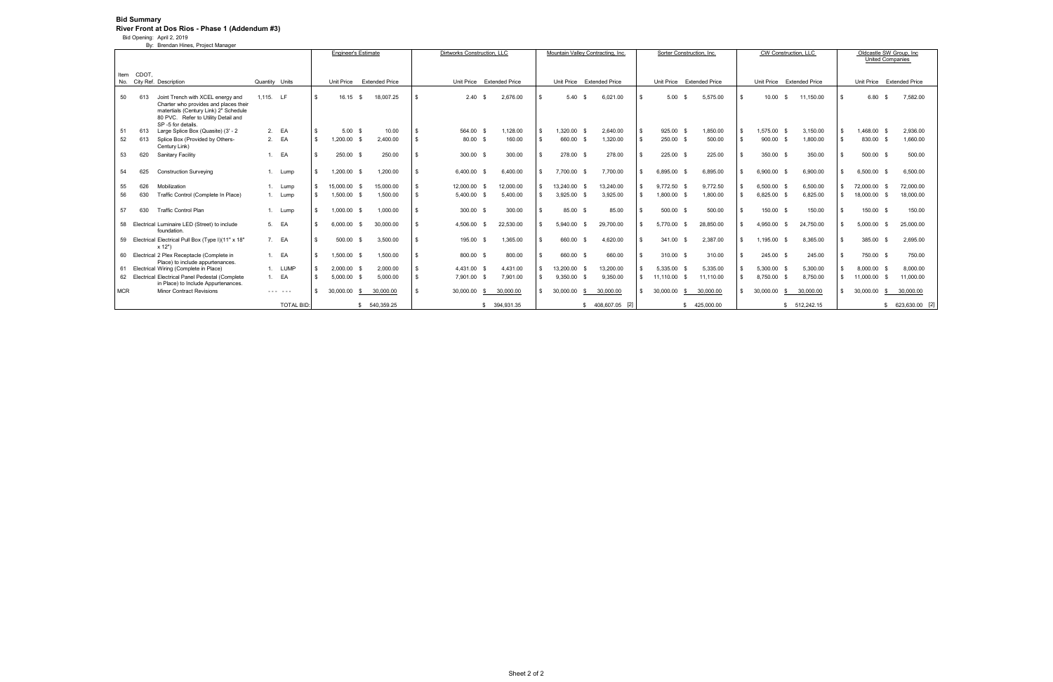**Bid Summary**

**River Front at Dos Rios - Phase 1 (Addendum #3)**

Bid Opening: April 2, 2019

By: Brendan Hines, Project Manager

| | | | | | Engineer's Estimate | | Dirtworks Construction, LLC | | Mountain Valley Contracting, Inc. | | Sorter Construction, Inc. | | CW Construction, LLC | | Oldcastle SW Group, Inc United Companies | |
|---|---|---|---|---|---|---|---|---|---|---|---|---|---|---|---|---|
| Item No. | CDOT, City Ref. | Description | Quantity | Units | Unit Price | Extended Price | Unit Price | Extended Price | Unit Price | Extended Price | Unit Price | Extended Price | Unit Price | Extended Price | Unit Price | Extended Price |
| 50 | 613 | Joint Trench with XCEL energy and Charter who provides and places their matertials (Century Link) 2" Schedule 80 PVC. Refer to Utility Detail and SP -5 for details. | 1,115. | LF | $ 16.15 | $ 18,007.25 | $ 2.40 | $ 2,676.00 | $ 5.40 | $ 6,021.00 | $ 5.00 | $ 5,575.00 | $ 10.00 | $ 11,150.00 | $ 6.80 | $ 7,582.00 |
| 51 | 613 | Large Splice Box (Quasite) (3' - 2 | 2. | EA | $ 5.00 | $ 10.00 | $ 564.00 | $ 1,128.00 | $ 1,320.00 | $ 2,640.00 | $ 925.00 | $ 1,850.00 | $ 1,575.00 | $ 3,150.00 | $ 1,468.00 | $ 2,936.00 |
| 52 | 613 | Splice Box (Provided by Others-Century Link) | 2. | EA | $ 1,200.00 | $ 2,400.00 | $ 80.00 | $ 160.00 | $ 660.00 | $ 1,320.00 | $ 250.00 | $ 500.00 | $ 900.00 | $ 1,800.00 | $ 830.00 | $ 1,660.00 |
| 53 | 620 | Sanitary Facility | 1. | EA | $ 250.00 | $ 250.00 | $ 300.00 | $ 300.00 | $ 278.00 | $ 278.00 | $ 225.00 | $ 225.00 | $ 350.00 | $ 350.00 | $ 500.00 | $ 500.00 |
| 54 | 625 | Construction Surveying | 1. | Lump | $ 1,200.00 | $ 1,200.00 | $ 6,400.00 | $ 6,400.00 | $ 7,700.00 | $ 7,700.00 | $ 6,895.00 | $ 6,895.00 | $ 6,900.00 | $ 6,900.00 | $ 6,500.00 | $ 6,500.00 |
| 55 | 626 | Mobilization | 1. | Lump | $ 15,000.00 | $ 15,000.00 | $ 12,000.00 | $ 12,000.00 | $ 13,240.00 | $ 13,240.00 | $ 9,772.50 | $ 9,772.50 | $ 6,500.00 | $ 6,500.00 | $ 72,000.00 | $ 72,000.00 |
| 56 | 630 | Traffic Control (Complete In Place) | 1. | Lump | $ 1,500.00 | $ 1,500.00 | $ 5,400.00 | $ 5,400.00 | $ 3,925.00 | $ 3,925.00 | $ 1,800.00 | $ 1,800.00 | $ 6,825.00 | $ 6,825.00 | $ 18,000.00 | $ 18,000.00 |
| 57 | 630 | Traffic Control Plan | 1. | Lump | $ 1,000.00 | $ 1,000.00 | $ 300.00 | $ 300.00 | $ 85.00 | $ 85.00 | $ 500.00 | $ 500.00 | $ 150.00 | $ 150.00 | $ 150.00 | $ 150.00 |
| 58 | Electrical | Luminaire LED (Street) to include foundation. | 5. | EA | $ 6,000.00 | $ 30,000.00 | $ 4,506.00 | $ 22,530.00 | $ 5,940.00 | $ 29,700.00 | $ 5,770.00 | $ 28,850.00 | $ 4,950.00 | $ 24,750.00 | $ 5,000.00 | $ 25,000.00 |
| 59 | Electrical | Electrical Pull Box (Type I)(11" x 18" x 12") | 7. | EA | $ 500.00 | $ 3,500.00 | $ 195.00 | $ 1,365.00 | $ 660.00 | $ 4,620.00 | $ 341.00 | $ 2,387.00 | $ 1,195.00 | $ 8,365.00 | $ 385.00 | $ 2,695.00 |
| 60 | Electrical | 2 Plex Receptacle (Complete in Place) to include appurtenances. | 1. | EA | $ 1,500.00 | $ 1,500.00 | $ 800.00 | $ 800.00 | $ 660.00 | $ 660.00 | $ 310.00 | $ 310.00 | $ 245.00 | $ 245.00 | $ 750.00 | $ 750.00 |
| 61 | Electrical | Wiring (Complete in Place) | 1. | LUMP | $ 2,000.00 | $ 2,000.00 | $ 4,431.00 | $ 4,431.00 | $ 13,200.00 | $ 13,200.00 | $ 5,335.00 | $ 5,335.00 | $ 5,300.00 | $ 5,300.00 | $ 8,000.00 | $ 8,000.00 |
| 62 | Electrical | Electrical Panel Pedestal (Complete in Place) to Include Appurtenances. | 1. | EA | $ 5,000.00 | $ 5,000.00 | $ 7,901.00 | $ 7,901.00 | $ 9,350.00 | $ 9,350.00 | $ 11,110.00 | $ 11,110.00 | $ 8,750.00 | $ 8,750.00 | $ 11,000.00 | $ 11,000.00 |
| MCR | | Minor Contract Revisions | --- | --- | $ 30,000.00 | $ 30,000.00 | $ 30,000.00 | $ 30,000.00 | $ 30,000.00 | $ 30,000.00 | $ 30,000.00 | $ 30,000.00 | $ 30,000.00 | $ 30,000.00 | $ 30,000.00 | $ 30,000.00 |
| | | | | TOTAL BID: | | $ 540,359.25 | | $ 394,931.35 | | $ 408,607.05 [2] | | $ 425,000.00 | | $ 512,242.15 | | $ 623,630.00 [2] |